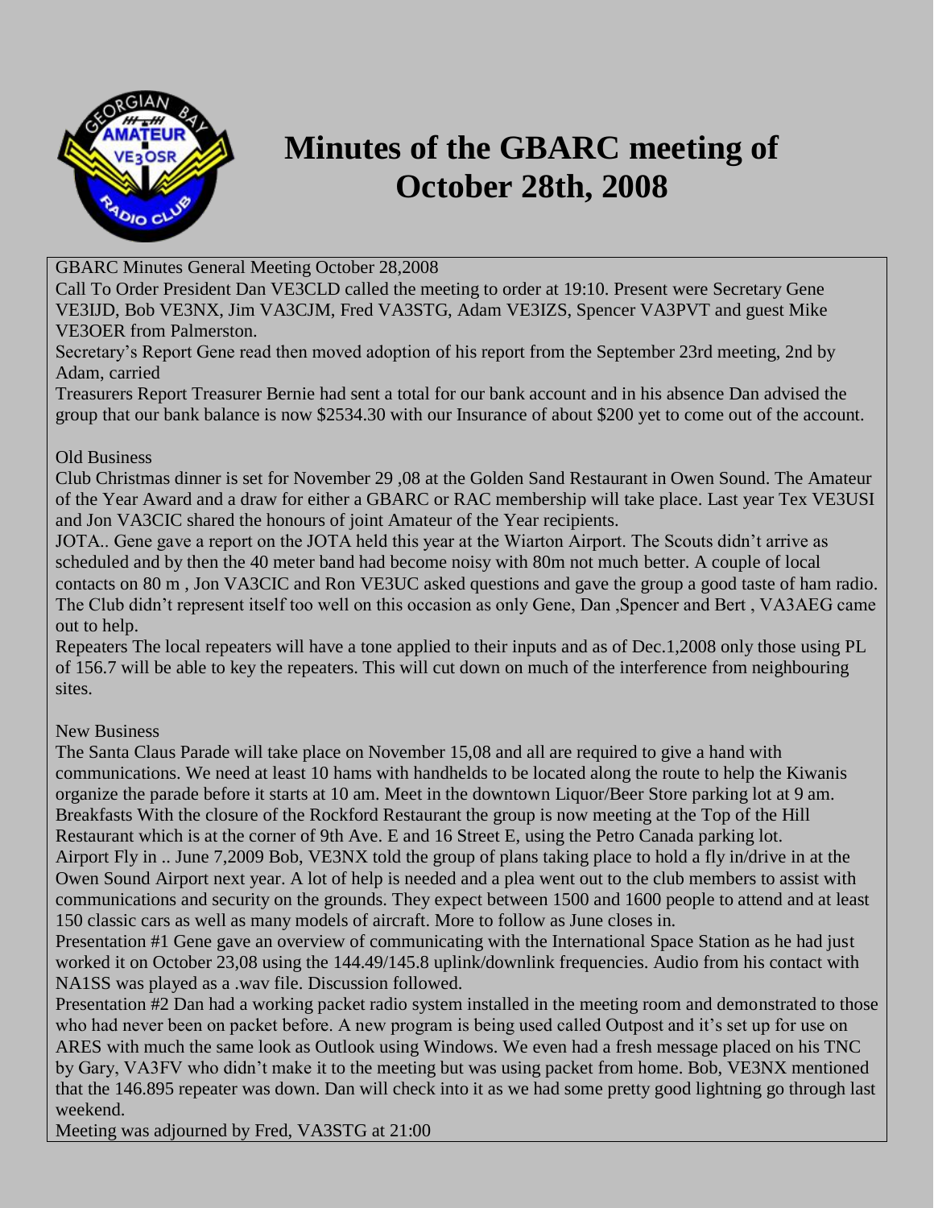# Minutes of the GBARC meeting of October 28th, 2008

GBARC Minutes General Meeting October 28,2008

Call To Order President Dan VE3CLD called the meeting to order at 19:10. Present were Secretary Gene VE3IJD, Bob VE3NX, Jim VA3CJM, Fred VA3STG, Adam VE3IZS, Spencer VA3PVT and guest Mike VE3OER from Palmerston.

Secretary's Report Gene read then moved adoption of his report from the September 23rd meeting, 2nd by Adam, carried

Treasurers Report Treasurer Bernie had sent a total for our bank account and in his absence Dan advised the group that our bank balance is now $2534.30 with our Insurance of about $200 yet to come out of the account.

Old Business

Club Christmas dinner is set for November 29 ,08 at the Golden Sand Restaurant in Owen Sound. The Amateur of the Year Award and a draw for either a GBARC or RAC membership will take place. Last year Tex VE3USI and Jon VA3CIC shared the honours of joint Amateur of the Year recipients.

JOTA.. Gene gave a report on the JOTA held this year at the Wiarton Airport. The Scouts didn't arrive as scheduled and by then the 40 meter band had become noisy with 80m not much better. A couple of local contacts on 80 m , Jon VA3CIC and Ron VE3UC asked questions and gave the group a good taste of ham radio. The Club didn't represent itself too well on this occasion as only Gene, Dan ,Spencer and Bert , VA3AEG came out to help.

Repeaters The local repeaters will have a tone applied to their inputs and as of Dec.1,2008 only those using PL of 156.7 will be able to key the repeaters. This will cut down on much of the interference from neighbouring sites.

New Business

The Santa Claus Parade will take place on November 15,08 and all are required to give a hand with communications. We need at least 10 hams with handhelds to be located along the route to help the Kiwanis organize the parade before it starts at 10 am. Meet in the downtown Liquor/Beer Store parking lot at 9 am.

Breakfasts With the closure of the Rockford Restaurant the group is now meeting at the Top of the Hill Restaurant which is at the corner of 9th Ave. E and 16 Street E, using the Petro Canada parking lot.

Airport Fly in .. June 7,2009 Bob, VE3NX told the group of plans taking place to hold a fly in/drive in at the Owen Sound Airport next year. A lot of help is needed and a plea went out to the club members to assist with communications and security on the grounds. They expect between 1500 and 1600 people to attend and at least 150 classic cars as well as many models of aircraft. More to follow as June closes in.

Presentation #1 Gene gave an overview of communicating with the International Space Station as he had just worked it on October 23,08 using the 144.49/145.8 uplink/downlink frequencies. Audio from his contact with NA1SS was played as a .wav file. Discussion followed.

Presentation #2 Dan had a working packet radio system installed in the meeting room and demonstrated to those who had never been on packet before. A new program is being used called Outpost and it's set up for use on ARES with much the same look as Outlook using Windows. We even had a fresh message placed on his TNC by Gary, VA3FV who didn't make it to the meeting but was using packet from home. Bob, VE3NX mentioned that the 146.895 repeater was down. Dan will check into it as we had some pretty good lightning go through last weekend.

Meeting was adjourned by Fred, VA3STG at 21:00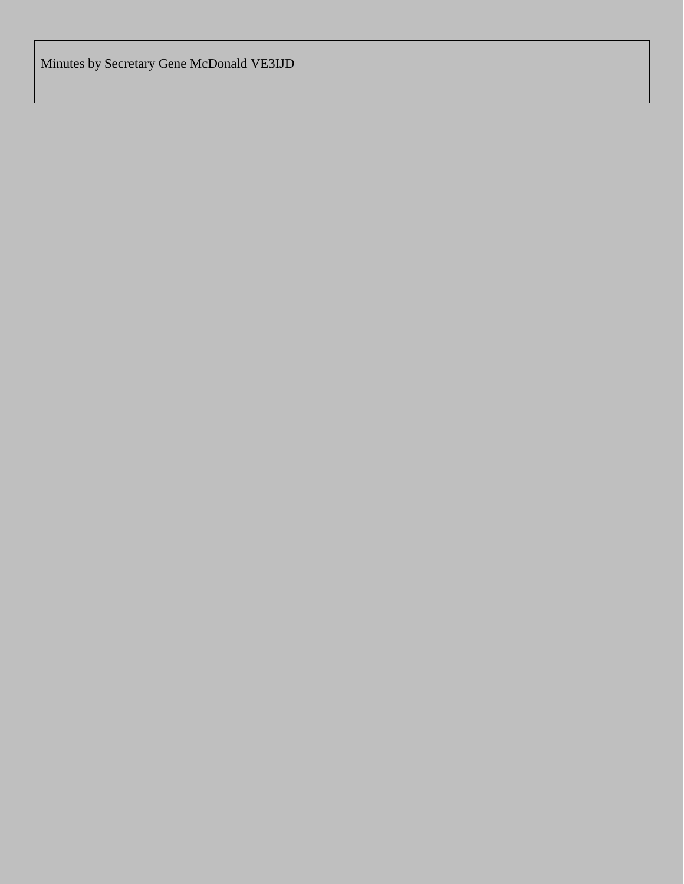Minutes by Secretary Gene McDonald VE3IJD